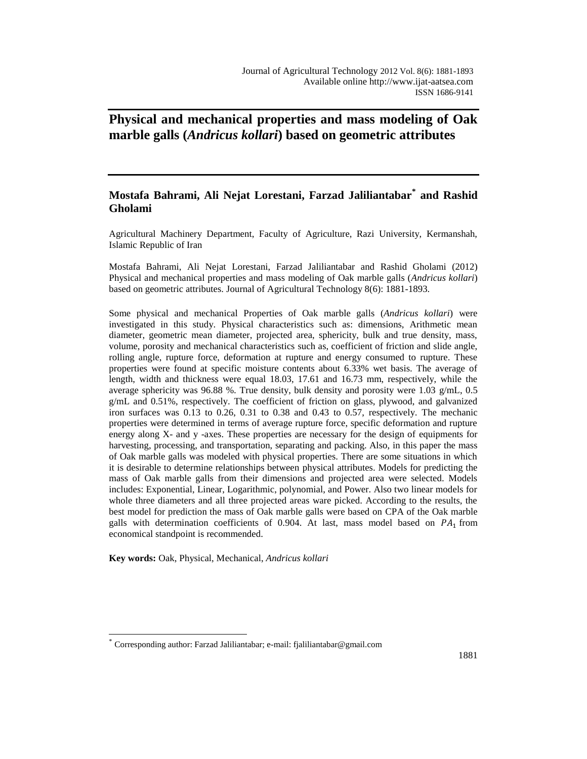# Physical and mechanical properties and mass modeling of Oak marble galls (*Andricus kollari*) based on geometric attributes

**Mostafa Bahrami, Ali Nejat Lorestani, Farzad Jaliliantabar* and Rashid Gholami**

Agricultural Machinery Department, Faculty of Agriculture, Razi University, Kermanshah, Islamic Republic of Iran

Mostafa Bahrami, Ali Nejat Lorestani, Farzad Jaliliantabar and Rashid Gholami (2012) Physical and mechanical properties and mass modeling of Oak marble galls (*Andricus kollari*) based on geometric attributes. Journal of Agricultural Technology 8(6): 1881-1893.

Some physical and mechanical Properties of Oak marble galls (*Andricus kollari*) were investigated in this study. Physical characteristics such as: dimensions, Arithmetic mean diameter, geometric mean diameter, projected area, sphericity, bulk and true density, mass, volume, porosity and mechanical characteristics such as, coefficient of friction and slide angle, rolling angle, rupture force, deformation at rupture and energy consumed to rupture. These properties were found at specific moisture contents about 6.33% wet basis. The average of length, width and thickness were equal 18.03, 17.61 and 16.73 mm, respectively, while the average sphericity was 96.88 %. True density, bulk density and porosity were 1.03 g/mL, 0.5 g/mL and 0.51%, respectively. The coefficient of friction on glass, plywood, and galvanized iron surfaces was 0.13 to 0.26, 0.31 to 0.38 and 0.43 to 0.57, respectively. The mechanic properties were determined in terms of average rupture force, specific deformation and rupture energy along X- and y -axes. These properties are necessary for the design of equipments for harvesting, processing, and transportation, separating and packing. Also, in this paper the mass of Oak marble galls was modeled with physical properties. There are some situations in which it is desirable to determine relationships between physical attributes. Models for predicting the mass of Oak marble galls from their dimensions and projected area were selected. Models includes: Exponential, Linear, Logarithmic, polynomial, and Power. Also two linear models for whole three diameters and all three projected areas ware picked. According to the results, the best model for prediction the mass of Oak marble galls were based on CPA of the Oak marble galls with determination coefficients of 0.904. At last, mass model based on $PA_1$ from economical standpoint is recommended.

**Key words:** Oak, Physical, Mechanical, *Andricus kollari*

---

* Corresponding author: Farzad Jaliliantabar; e-mail: fjaliliantabar@gmail.com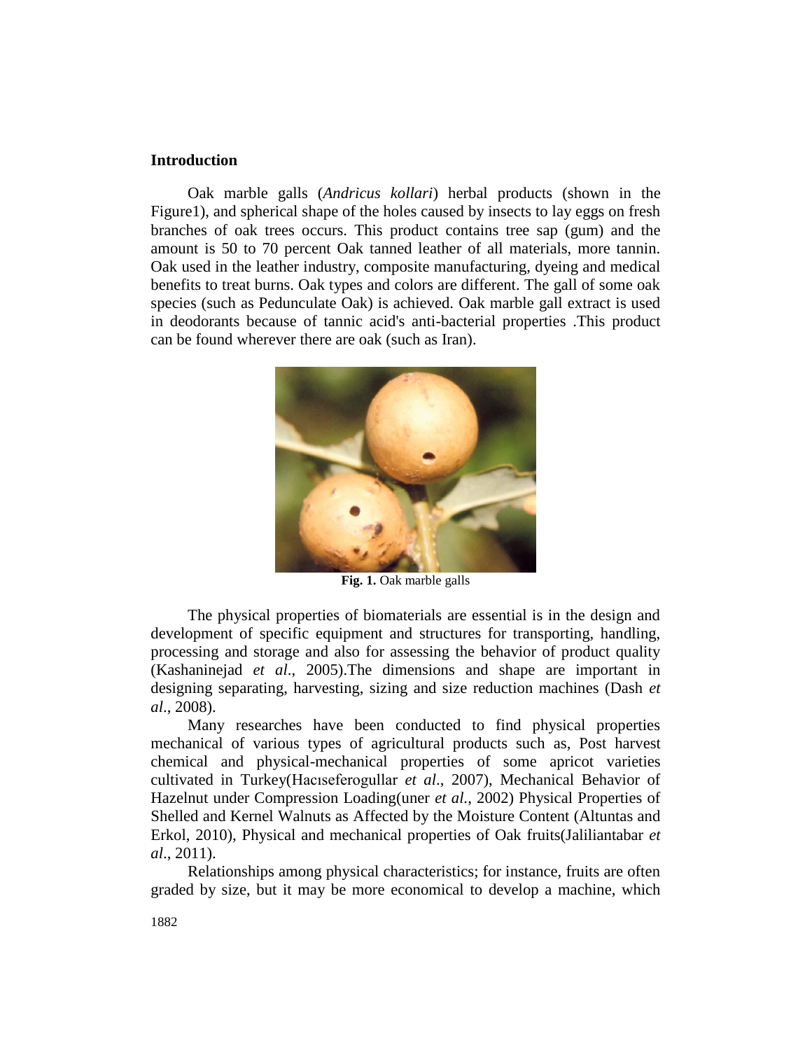## Introduction

Oak marble galls (*Andricus kollari*) herbal products (shown in the Figure1), and spherical shape of the holes caused by insects to lay eggs on fresh branches of oak trees occurs. This product contains tree sap (gum) and the amount is 50 to 70 percent Oak tanned leather of all materials, more tannin. Oak used in the leather industry, composite manufacturing, dyeing and medical benefits to treat burns. Oak types and colors are different. The gall of some oak species (such as Pedunculate Oak) is achieved. Oak marble gall extract is used in deodorants because of tannic acid's anti-bacterial properties .This product can be found wherever there are oak (such as Iran).

**Fig. 1.** Oak marble galls

The physical properties of biomaterials are essential is in the design and development of specific equipment and structures for transporting, handling, processing and storage and also for assessing the behavior of product quality (Kashaninejad *et al*., 2005).The dimensions and shape are important in designing separating, harvesting, sizing and size reduction machines (Dash *et al*., 2008).

Many researches have been conducted to find physical properties mechanical of various types of agricultural products such as, Post harvest chemical and physical-mechanical properties of some apricot varieties cultivated in Turkey(Hacıseferogullar *et al*., 2007), Mechanical Behavior of Hazelnut under Compression Loading(uner *et al.*, 2002) Physical Properties of Shelled and Kernel Walnuts as Affected by the Moisture Content (Altuntas and Erkol, 2010), Physical and mechanical properties of Oak fruits(Jaliliantabar *et al*., 2011).

Relationships among physical characteristics; for instance, fruits are often graded by size, but it may be more economical to develop a machine, which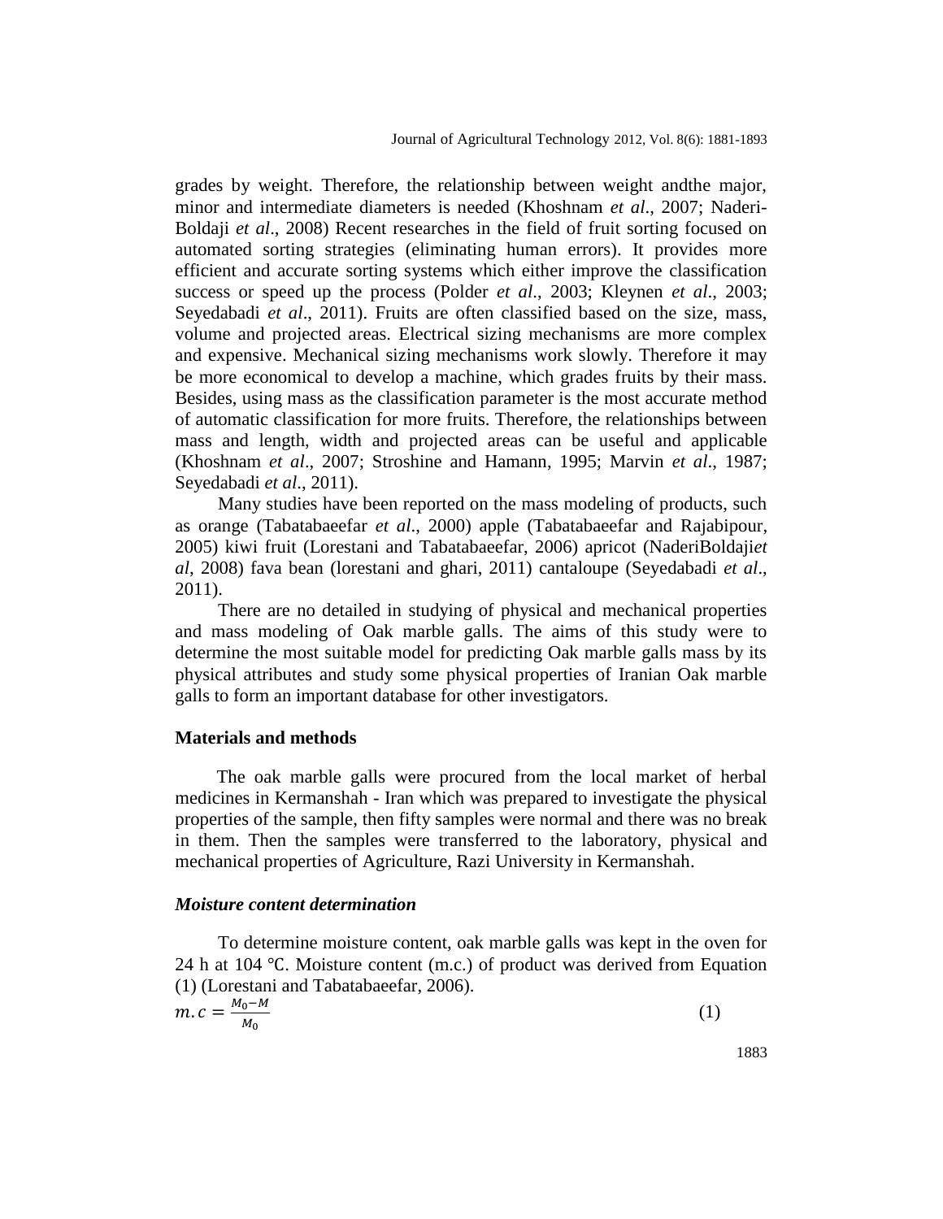grades by weight. Therefore, the relationship between weight andthe major, minor and intermediate diameters is needed (Khoshnam *et al*., 2007; Naderi-Boldaji *et al*., 2008) Recent researches in the field of fruit sorting focused on automated sorting strategies (eliminating human errors). It provides more efficient and accurate sorting systems which either improve the classification success or speed up the process (Polder *et al*., 2003; Kleynen *et al*., 2003; Seyedabadi *et al*., 2011). Fruits are often classified based on the size, mass, volume and projected areas. Electrical sizing mechanisms are more complex and expensive. Mechanical sizing mechanisms work slowly. Therefore it may be more economical to develop a machine, which grades fruits by their mass. Besides, using mass as the classification parameter is the most accurate method of automatic classification for more fruits. Therefore, the relationships between mass and length, width and projected areas can be useful and applicable (Khoshnam *et al*., 2007; Stroshine and Hamann, 1995; Marvin *et al*., 1987; Seyedabadi *et al*., 2011).

Many studies have been reported on the mass modeling of products, such as orange (Tabatabaeefar *et al*., 2000) apple (Tabatabaeefar and Rajabipour, 2005) kiwi fruit (Lorestani and Tabatabaeefar, 2006) apricot (NaderiBoldaji*et al*, 2008) fava bean (lorestani and ghari, 2011) cantaloupe (Seyedabadi *et al*., 2011).

There are no detailed in studying of physical and mechanical properties and mass modeling of Oak marble galls. The aims of this study were to determine the most suitable model for predicting Oak marble galls mass by its physical attributes and study some physical properties of Iranian Oak marble galls to form an important database for other investigators.

## Materials and methods

The oak marble galls were procured from the local market of herbal medicines in Kermanshah - Iran which was prepared to investigate the physical properties of the sample, then fifty samples were normal and there was no break in them. Then the samples were transferred to the laboratory, physical and mechanical properties of Agriculture, Razi University in Kermanshah.

### *Moisture content determination*

To determine moisture content, oak marble galls was kept in the oven for 24 h at 104 ℃. Moisture content (m.c.) of product was derived from Equation (1) (Lorestani and Tabatabaeefar, 2006).

$$m.c = \frac{M_0 - M}{M_0} \tag{1}$$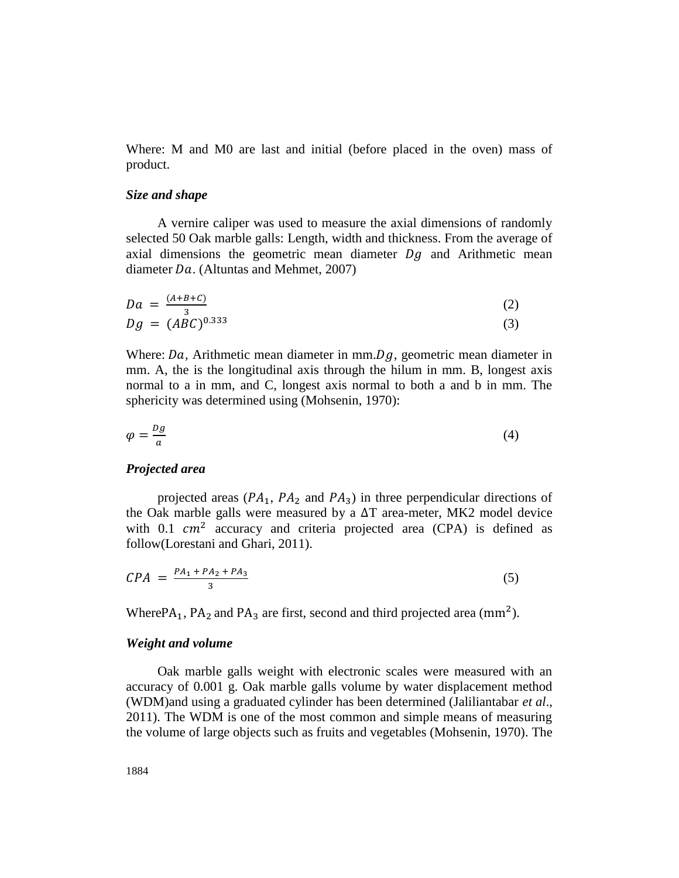Where: M and M0 are last and initial (before placed in the oven) mass of product.

### *Size and shape*

A vernire caliper was used to measure the axial dimensions of randomly selected 50 Oak marble galls: Length, width and thickness. From the average of axial dimensions the geometric mean diameter $Dg$ and Arithmetic mean diameter $Da$. (Altuntas and Mehmet, 2007)

$$Da = \frac{(A+B+C)}{3} \tag{2}$$

$$Dg = (ABC)^{0.333} \tag{3}$$

Where: $Da$, Arithmetic mean diameter in mm.$Dg$, geometric mean diameter in mm. A, the is the longitudinal axis through the hilum in mm. B, longest axis normal to a in mm, and C, longest axis normal to both a and b in mm. The sphericity was determined using (Mohsenin, 1970):

$$\varphi = \frac{Dg}{a} \tag{4}$$

### *Projected area*

projected areas ($PA_1$, $PA_2$ and $PA_3$) in three perpendicular directions of the Oak marble galls were measured by a ΔT area-meter, MK2 model device with 0.1 $cm^2$ accuracy and criteria projected area (CPA) is defined as follow(Lorestani and Ghari, 2011).

$$CPA = \frac{PA_1 + PA_2 + PA_3}{3} \tag{5}$$

Where$PA_1$, $PA_2$ and $PA_3$ are first, second and third projected area ($mm^2$).

### *Weight and volume*

Oak marble galls weight with electronic scales were measured with an accuracy of 0.001 g. Oak marble galls volume by water displacement method (WDM)and using a graduated cylinder has been determined (Jaliliantabar *et al*., 2011). The WDM is one of the most common and simple means of measuring the volume of large objects such as fruits and vegetables (Mohsenin, 1970). The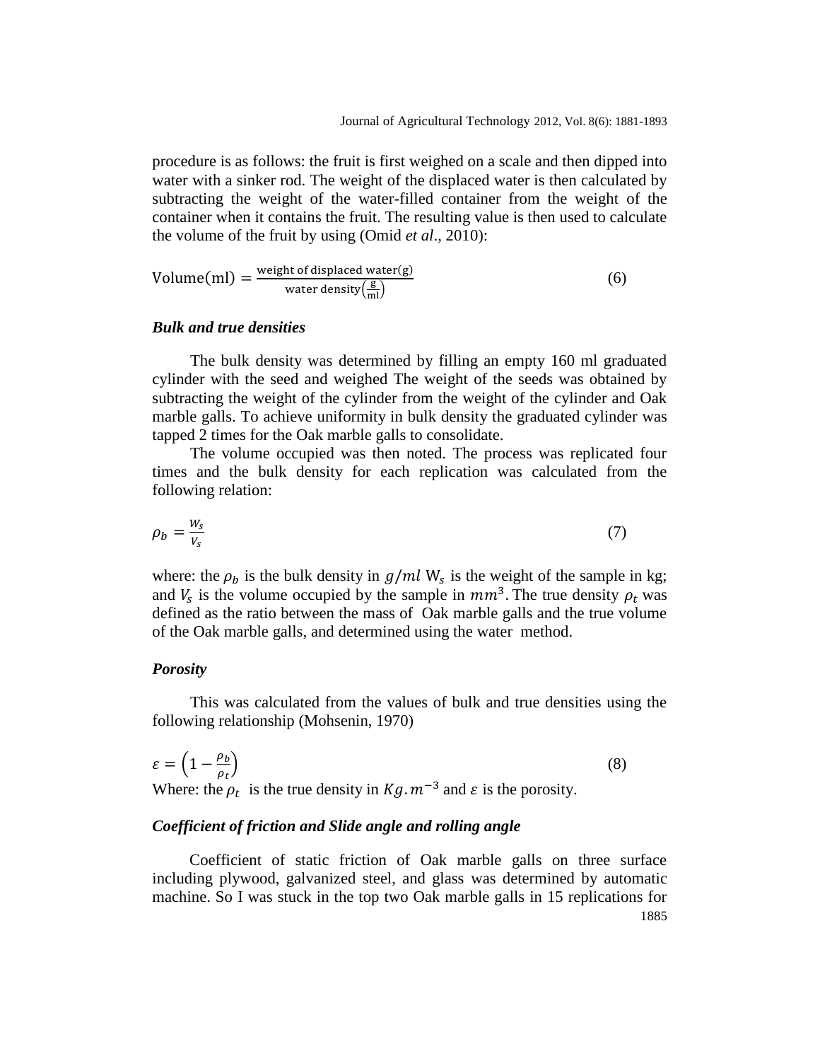procedure is as follows: the fruit is first weighed on a scale and then dipped into water with a sinker rod. The weight of the displaced water is then calculated by subtracting the weight of the water-filled container from the weight of the container when it contains the fruit. The resulting value is then used to calculate the volume of the fruit by using (Omid *et al*., 2010):

$$\text{Volume(ml)} = \frac{\text{weight of displaced water(g)}}{\text{water density}\left(\frac{\text{g}}{\text{ml}}\right)} \tag{6}$$

### *Bulk and true densities*

The bulk density was determined by filling an empty 160 ml graduated cylinder with the seed and weighed The weight of the seeds was obtained by subtracting the weight of the cylinder from the weight of the cylinder and Oak marble galls. To achieve uniformity in bulk density the graduated cylinder was tapped 2 times for the Oak marble galls to consolidate.

The volume occupied was then noted. The process was replicated four times and the bulk density for each replication was calculated from the following relation:

$$\rho_b = \frac{W_s}{V_s} \tag{7}$$

where: the $\rho_b$ is the bulk density in $g/ml$ $W_s$ is the weight of the sample in kg; and $V_s$ is the volume occupied by the sample in $mm^3$. The true density $\rho_t$ was defined as the ratio between the mass of Oak marble galls and the true volume of the Oak marble galls, and determined using the water method.

### *Porosity*

This was calculated from the values of bulk and true densities using the following relationship (Mohsenin, 1970)

$$\varepsilon = \left(1 - \frac{\rho_b}{\rho_t}\right) \tag{8}$$

Where: the $\rho_t$ is the true density in $Kg.m^{-3}$ and $\varepsilon$ is the porosity.

### *Coefficient of friction and Slide angle and rolling angle*

Coefficient of static friction of Oak marble galls on three surface including plywood, galvanized steel, and glass was determined by automatic machine. So I was stuck in the top two Oak marble galls in 15 replications for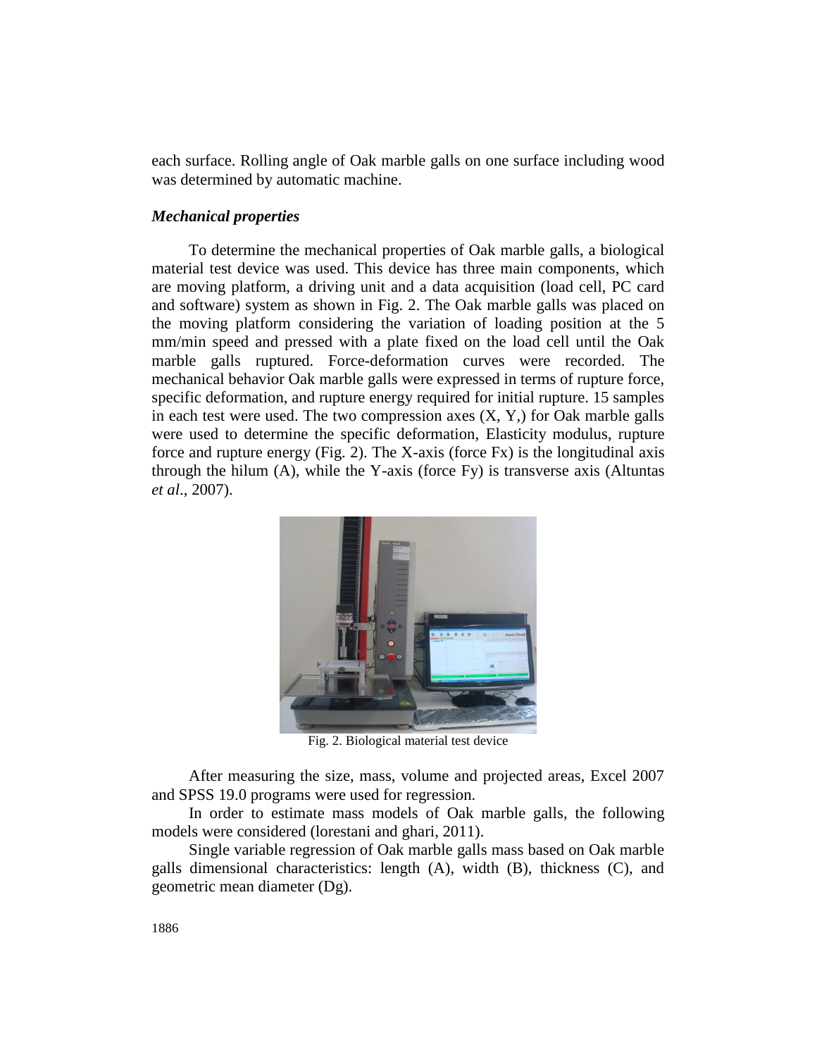each surface. Rolling angle of Oak marble galls on one surface including wood was determined by automatic machine.

### *Mechanical properties*

To determine the mechanical properties of Oak marble galls, a biological material test device was used. This device has three main components, which are moving platform, a driving unit and a data acquisition (load cell, PC card and software) system as shown in Fig. 2. The Oak marble galls was placed on the moving platform considering the variation of loading position at the 5 mm/min speed and pressed with a plate fixed on the load cell until the Oak marble galls ruptured. Force-deformation curves were recorded. The mechanical behavior Oak marble galls were expressed in terms of rupture force, specific deformation, and rupture energy required for initial rupture. 15 samples in each test were used. The two compression axes (X, Y,) for Oak marble galls were used to determine the specific deformation, Elasticity modulus, rupture force and rupture energy (Fig. 2). The X-axis (force Fx) is the longitudinal axis through the hilum (A), while the Y-axis (force Fy) is transverse axis (Altuntas *et al*., 2007).

Fig. 2. Biological material test device

After measuring the size, mass, volume and projected areas, Excel 2007 and SPSS 19.0 programs were used for regression.

In order to estimate mass models of Oak marble galls, the following models were considered (lorestani and ghari, 2011).

Single variable regression of Oak marble galls mass based on Oak marble galls dimensional characteristics: length (A), width (B), thickness (C), and geometric mean diameter (Dg).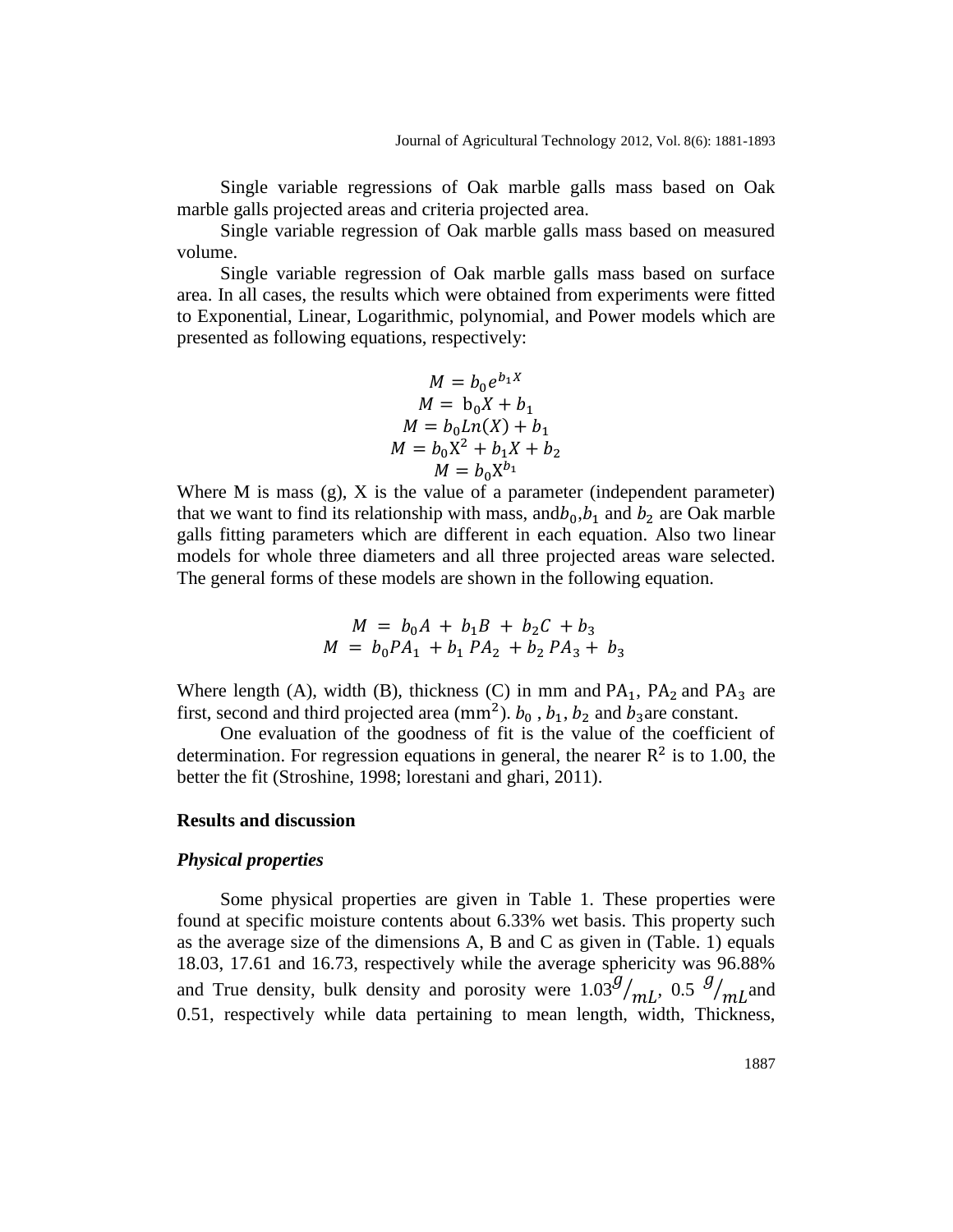Single variable regressions of Oak marble galls mass based on Oak marble galls projected areas and criteria projected area.

Single variable regression of Oak marble galls mass based on measured volume.

Single variable regression of Oak marble galls mass based on surface area. In all cases, the results which were obtained from experiments were fitted to Exponential, Linear, Logarithmic, polynomial, and Power models which are presented as following equations, respectively:

$$M = b_0 e^{b_1 X}$$
$$M = b_0 X + b_1$$
$$M = b_0 Ln(X) + b_1$$
$$M = b_0 X^2 + b_1 X + b_2$$
$$M = b_0 X^{b_1}$$

Where M is mass (g), X is the value of a parameter (independent parameter) that we want to find its relationship with mass, and $b_0$, $b_1$ and $b_2$ are Oak marble galls fitting parameters which are different in each equation. Also two linear models for whole three diameters and all three projected areas ware selected. The general forms of these models are shown in the following equation.

$$M = b_0 A + b_1 B + b_2 C + b_3$$
$$M = b_0 PA_1 + b_1 PA_2 + b_2 PA_3 + b_3$$

Where length (A), width (B), thickness (C) in mm and $PA_1$, $PA_2$ and $PA_3$ are first, second and third projected area ($mm^2$). $b_0$, $b_1$, $b_2$ and $b_3$ are constant.

One evaluation of the goodness of fit is the value of the coefficient of determination. For regression equations in general, the nearer $R^2$ is to 1.00, the better the fit (Stroshine, 1998; lorestani and ghari, 2011).

## Results and discussion

### *Physical properties*

Some physical properties are given in Table 1. These properties were found at specific moisture contents about 6.33% wet basis. This property such as the average size of the dimensions A, B and C as given in (Table. 1) equals 18.03, 17.61 and 16.73, respectively while the average sphericity was 96.88% and True density, bulk density and porosity were 1.03 $g/mL$, 0.5 $g/mL$ and 0.51, respectively while data pertaining to mean length, width, Thickness,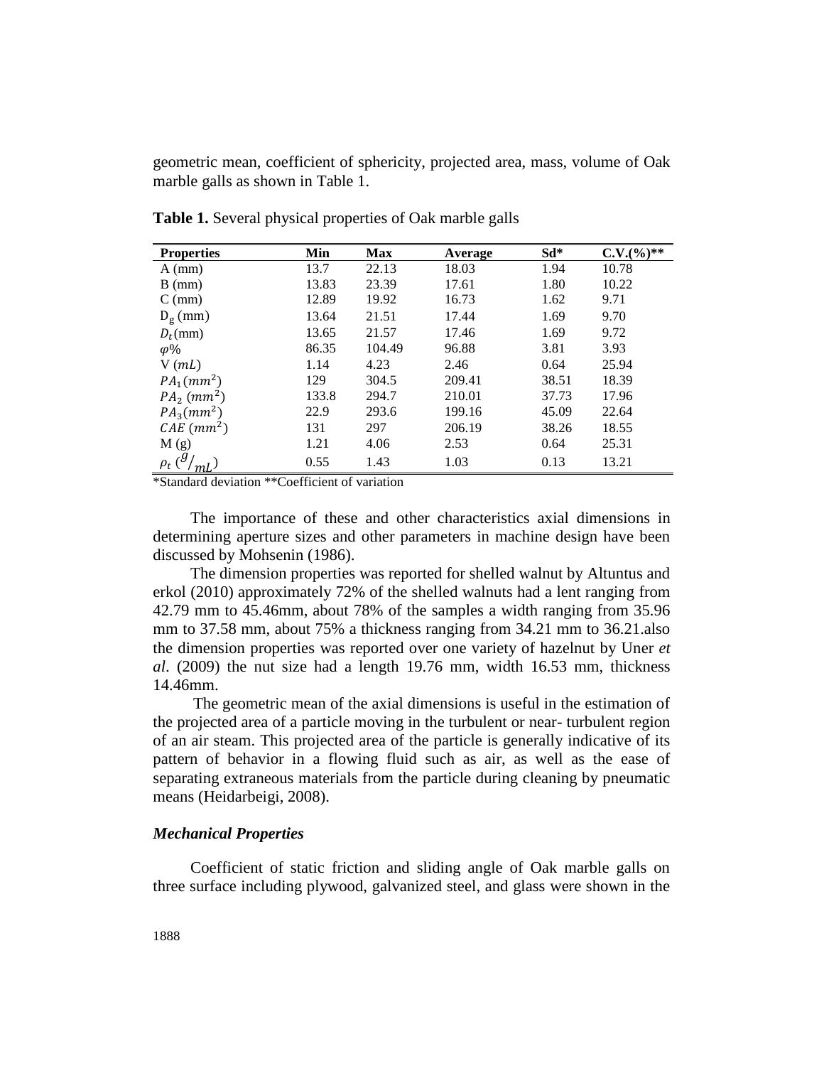geometric mean, coefficient of sphericity, projected area, mass, volume of Oak marble galls as shown in Table 1.

**Table 1.** Several physical properties of Oak marble galls

| Properties | Min | Max | Average | Sd* | C.V.(%)** |
|---|---|---|---|---|---|
| A (mm) | 13.7 | 22.13 | 18.03 | 1.94 | 10.78 |
| B (mm) | 13.83 | 23.39 | 17.61 | 1.80 | 10.22 |
| C (mm) | 12.89 | 19.92 | 16.73 | 1.62 | 9.71 |
| $D_g$ (mm) | 13.64 | 21.51 | 17.44 | 1.69 | 9.70 |
| $D_t$ (mm) | 13.65 | 21.57 | 17.46 | 1.69 | 9.72 |
| $\varphi$% | 86.35 | 104.49 | 96.88 | 3.81 | 3.93 |
| V ($mL$) | 1.14 | 4.23 | 2.46 | 0.64 | 25.94 |
| $PA_1 (mm^2)$ | 129 | 304.5 | 209.41 | 38.51 | 18.39 |
| $PA_2 (mm^2)$ | 133.8 | 294.7 | 210.01 | 37.73 | 17.96 |
| $PA_3 (mm^2)$ | 22.9 | 293.6 | 199.16 | 45.09 | 22.64 |
| $CAE (mm^2)$ | 131 | 297 | 206.19 | 38.26 | 18.55 |
| M (g) | 1.21 | 4.06 | 2.53 | 0.64 | 25.31 |
| $\rho_t$ ($g/_{mL}$) | 0.55 | 1.43 | 1.03 | 0.13 | 13.21 |

*Standard deviation **Coefficient of variation

The importance of these and other characteristics axial dimensions in determining aperture sizes and other parameters in machine design have been discussed by Mohsenin (1986).

The dimension properties was reported for shelled walnut by Altuntus and erkol (2010) approximately 72% of the shelled walnuts had a lent ranging from 42.79 mm to 45.46mm, about 78% of the samples a width ranging from 35.96 mm to 37.58 mm, about 75% a thickness ranging from 34.21 mm to 36.21.also the dimension properties was reported over one variety of hazelnut by Uner *et al*. (2009) the nut size had a length 19.76 mm, width 16.53 mm, thickness 14.46mm.

The geometric mean of the axial dimensions is useful in the estimation of the projected area of a particle moving in the turbulent or near- turbulent region of an air steam. This projected area of the particle is generally indicative of its pattern of behavior in a flowing fluid such as air, as well as the ease of separating extraneous materials from the particle during cleaning by pneumatic means (Heidarbeigi, 2008).

### *Mechanical Properties*

Coefficient of static friction and sliding angle of Oak marble galls on three surface including plywood, galvanized steel, and glass were shown in the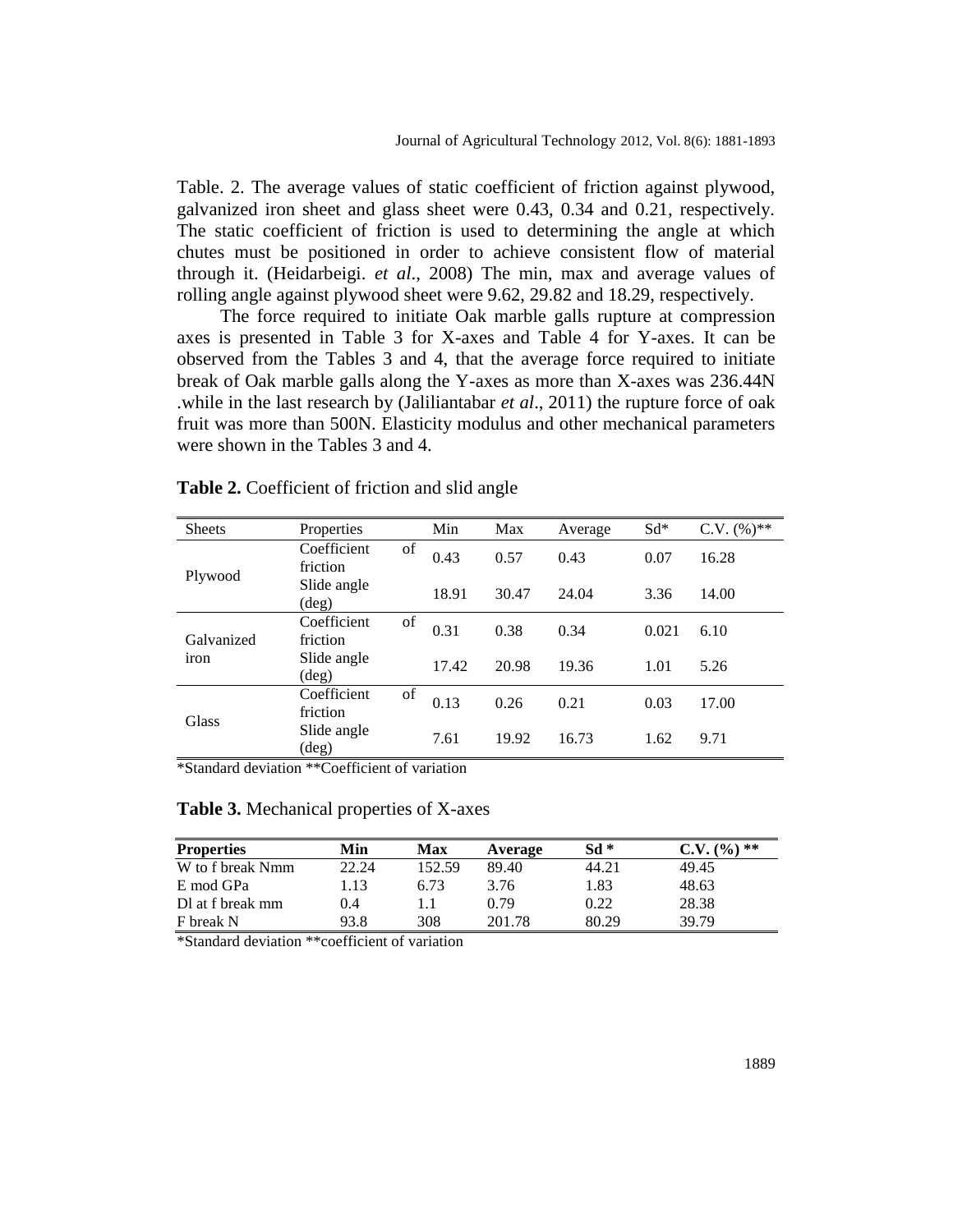Table. 2. The average values of static coefficient of friction against plywood, galvanized iron sheet and glass sheet were 0.43, 0.34 and 0.21, respectively. The static coefficient of friction is used to determining the angle at which chutes must be positioned in order to achieve consistent flow of material through it. (Heidarbeigi. *et al*., 2008) The min, max and average values of rolling angle against plywood sheet were 9.62, 29.82 and 18.29, respectively.

The force required to initiate Oak marble galls rupture at compression axes is presented in Table 3 for X-axes and Table 4 for Y-axes. It can be observed from the Tables 3 and 4, that the average force required to initiate break of Oak marble galls along the Y-axes as more than X-axes was 236.44N .while in the last research by (Jaliliantabar *et al*., 2011) the rupture force of oak fruit was more than 500N. Elasticity modulus and other mechanical parameters were shown in the Tables 3 and 4.

**Table 2.** Coefficient of friction and slid angle

| Sheets | Properties | Min | Max | Average | Sd* | C.V. (%)** |
|---|---|---|---|---|---|---|
| Plywood | Coefficient of friction | 0.43 | 0.57 | 0.43 | 0.07 | 16.28 |
| | Slide angle (deg) | 18.91 | 30.47 | 24.04 | 3.36 | 14.00 |
| Galvanized iron | Coefficient of friction | 0.31 | 0.38 | 0.34 | 0.021 | 6.10 |
| | Slide angle (deg) | 17.42 | 20.98 | 19.36 | 1.01 | 5.26 |
| Glass | Coefficient of friction | 0.13 | 0.26 | 0.21 | 0.03 | 17.00 |
| | Slide angle (deg) | 7.61 | 19.92 | 16.73 | 1.62 | 9.71 |

*Standard deviation **Coefficient of variation

**Table 3.** Mechanical properties of X-axes

| **Properties** | **Min** | **Max** | **Average** | **Sd *** | **C.V. (%) **** |
|---|---|---|---|---|---|
| W to f break Nmm | 22.24 | 152.59 | 89.40 | 44.21 | 49.45 |
| E mod GPa | 1.13 | 6.73 | 3.76 | 1.83 | 48.63 |
| Dl at f break mm | 0.4 | 1.1 | 0.79 | 0.22 | 28.38 |
| F break N | 93.8 | 308 | 201.78 | 80.29 | 39.79 |

*Standard deviation **coefficient of variation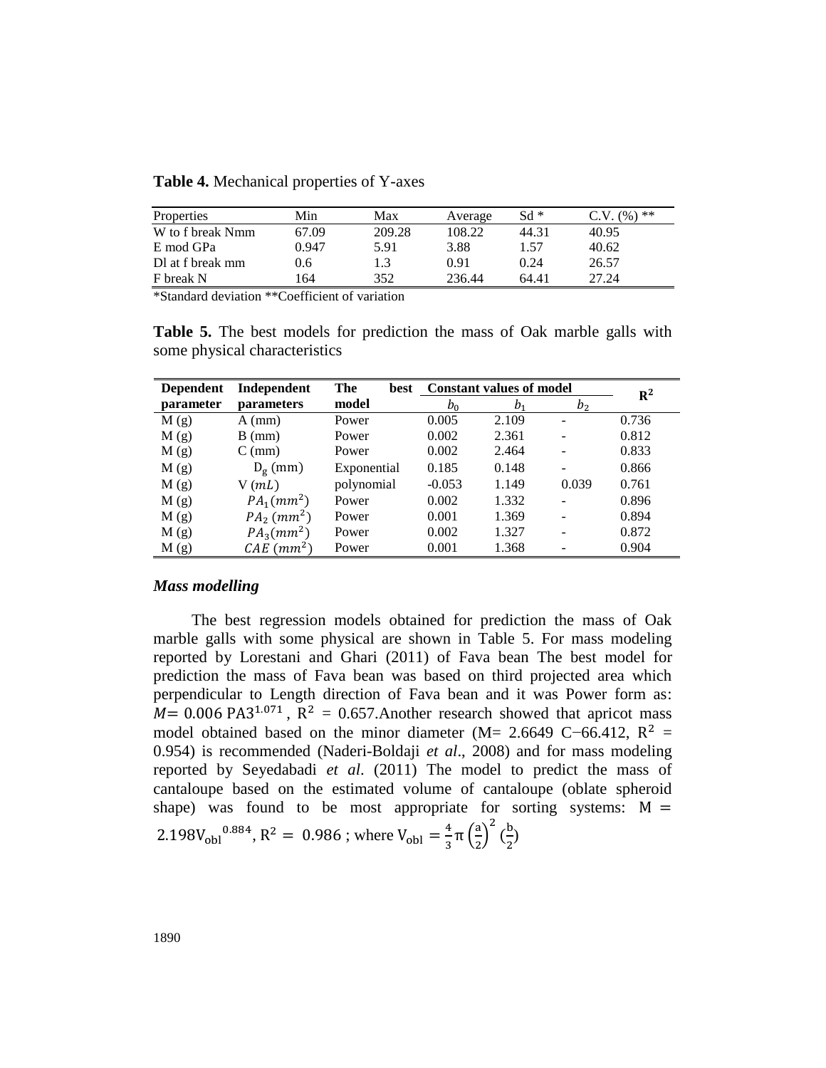**Table 4.** Mechanical properties of Y-axes

| Properties | Min | Max | Average | Sd * | C.V. (%) ** |
|---|---|---|---|---|---|
| W to f break Nmm | 67.09 | 209.28 | 108.22 | 44.31 | 40.95 |
| E mod GPa | 0.947 | 5.91 | 3.88 | 1.57 | 40.62 |
| Dl at f break mm | 0.6 | 1.3 | 0.91 | 0.24 | 26.57 |
| F break N | 164 | 352 | 236.44 | 64.41 | 27.24 |

*Standard deviation **Coefficient of variation

**Table 5.** The best models for prediction the mass of Oak marble galls with some physical characteristics

| **Dependent parameter** | **Independent parameters** | **The best model** | **Constant values of model** | | | $\mathbf{R^2}$ |
|---|---|---|---|---|---|---|
| | | | $b_0$ | $b_1$ | $b_2$ | |
| M (g) | A (mm) | Power | 0.005 | 2.109 | - | 0.736 |
| M (g) | B (mm) | Power | 0.002 | 2.361 | - | 0.812 |
| M (g) | C (mm) | Power | 0.002 | 2.464 | - | 0.833 |
| M (g) | $D_g$ (mm) | Exponential | 0.185 | 0.148 | - | 0.866 |
| M (g) | V $(mL)$ | polynomial | -0.053 | 1.149 | 0.039 | 0.761 |
| M (g) | $PA_1 (mm^2)$ | Power | 0.002 | 1.332 | - | 0.896 |
| M (g) | $PA_2 (mm^2)$ | Power | 0.001 | 1.369 | - | 0.894 |
| M (g) | $PA_3 (mm^2)$ | Power | 0.002 | 1.327 | - | 0.872 |
| M (g) | $CAE (mm^2)$ | Power | 0.001 | 1.368 | - | 0.904 |

### *Mass modelling*

The best regression models obtained for prediction the mass of Oak marble galls with some physical are shown in Table 5. For mass modeling reported by Lorestani and Ghari (2011) of Fava bean The best model for prediction the mass of Fava bean was based on third projected area which perpendicular to Length direction of Fava bean and it was Power form as: $M = 0.006\ \mathrm{PA3}^{1.071}$, $\mathrm{R}^2 = 0.657$.Another research showed that apricot mass model obtained based on the minor diameter (M= 2.6649 C−66.412, $\mathrm{R}^2 = 0.954$) is recommended (Naderi-Boldaji *et al*., 2008) and for mass modeling reported by Seyedabadi *et al*. (2011) The model to predict the mass of cantaloupe based on the estimated volume of cantaloupe (oblate spheroid shape) was found to be most appropriate for sorting systems: $\mathrm{M} = 2.198\mathrm{V_{obl}}^{0.884}$, $\mathrm{R}^2 = 0.986$ ; where $\mathrm{V_{obl}} = \frac{4}{3}\pi\left(\frac{a}{2}\right)^2\left(\frac{b}{2}\right)$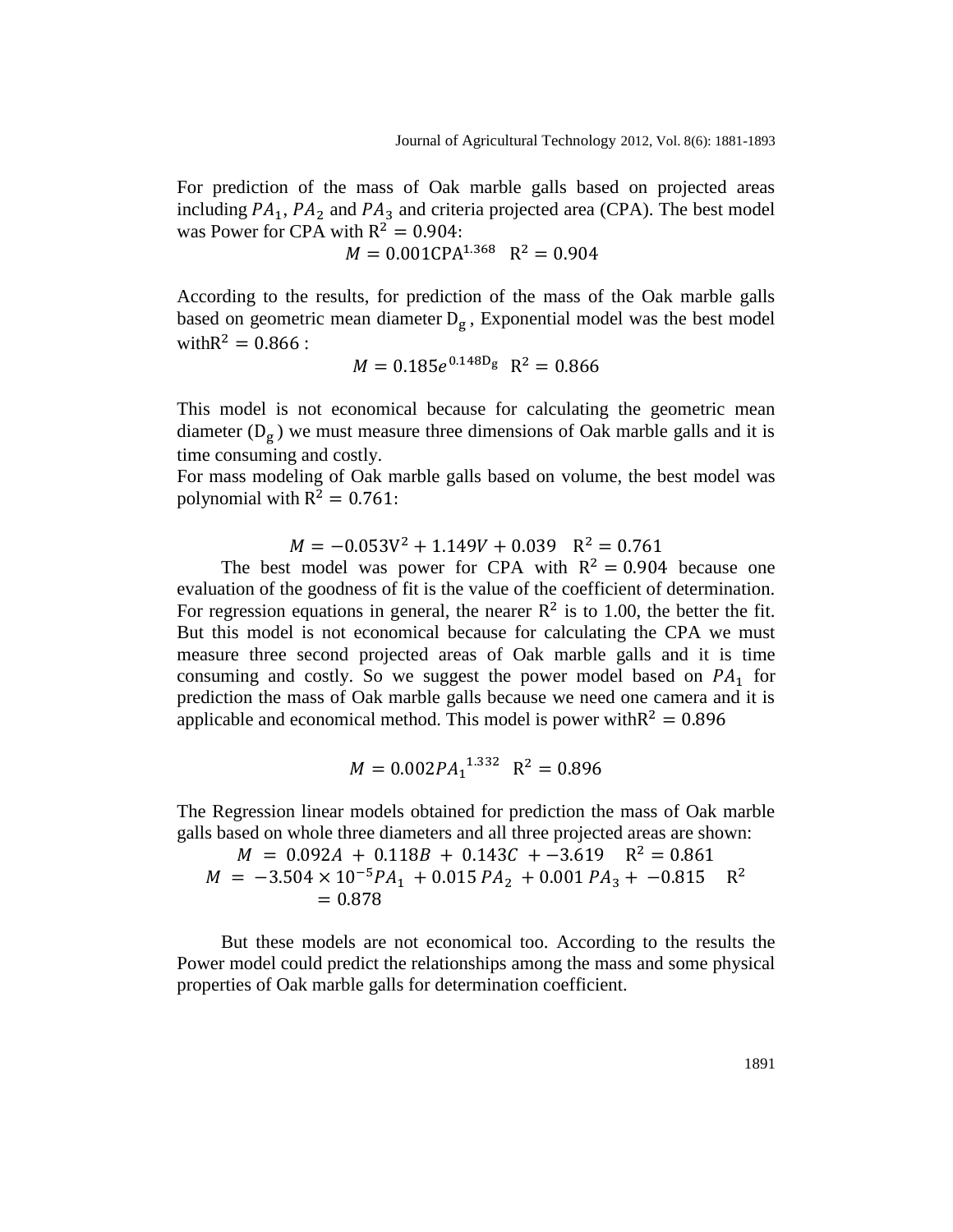For prediction of the mass of Oak marble galls based on projected areas including $PA_1$, $PA_2$ and $PA_3$ and criteria projected area (CPA). The best model was Power for CPA with $R^2 = 0.904$:

$$M = 0.001\text{CPA}^{1.368} \quad R^2 = 0.904$$

According to the results, for prediction of the mass of the Oak marble galls based on geometric mean diameter $D_g$, Exponential model was the best model with$R^2 = 0.866$ :

$$M = 0.185e^{0.148D_g} \quad R^2 = 0.866$$

This model is not economical because for calculating the geometric mean diameter ($D_g$) we must measure three dimensions of Oak marble galls and it is time consuming and costly.

For mass modeling of Oak marble galls based on volume, the best model was polynomial with $R^2 = 0.761$:

$$M = -0.053V^2 + 1.149V + 0.039 \quad R^2 = 0.761$$

The best model was power for CPA with $R^2 = 0.904$ because one evaluation of the goodness of fit is the value of the coefficient of determination. For regression equations in general, the nearer $R^2$ is to 1.00, the better the fit. But this model is not economical because for calculating the CPA we must measure three second projected areas of Oak marble galls and it is time consuming and costly. So we suggest the power model based on $PA_1$ for prediction the mass of Oak marble galls because we need one camera and it is applicable and economical method. This model is power with$R^2 = 0.896$

$$M = 0.002{PA_1}^{1.332} \quad R^2 = 0.896$$

The Regression linear models obtained for prediction the mass of Oak marble galls based on whole three diameters and all three projected areas are shown:

$$M = 0.092A + 0.118B + 0.143C + -3.619 \quad R^2 = 0.861$$

$$M = -3.504 \times 10^{-5}PA_1 + 0.015\,PA_2 + 0.001\,PA_3 + -0.815 \quad R^2 = 0.878$$

But these models are not economical too. According to the results the Power model could predict the relationships among the mass and some physical properties of Oak marble galls for determination coefficient.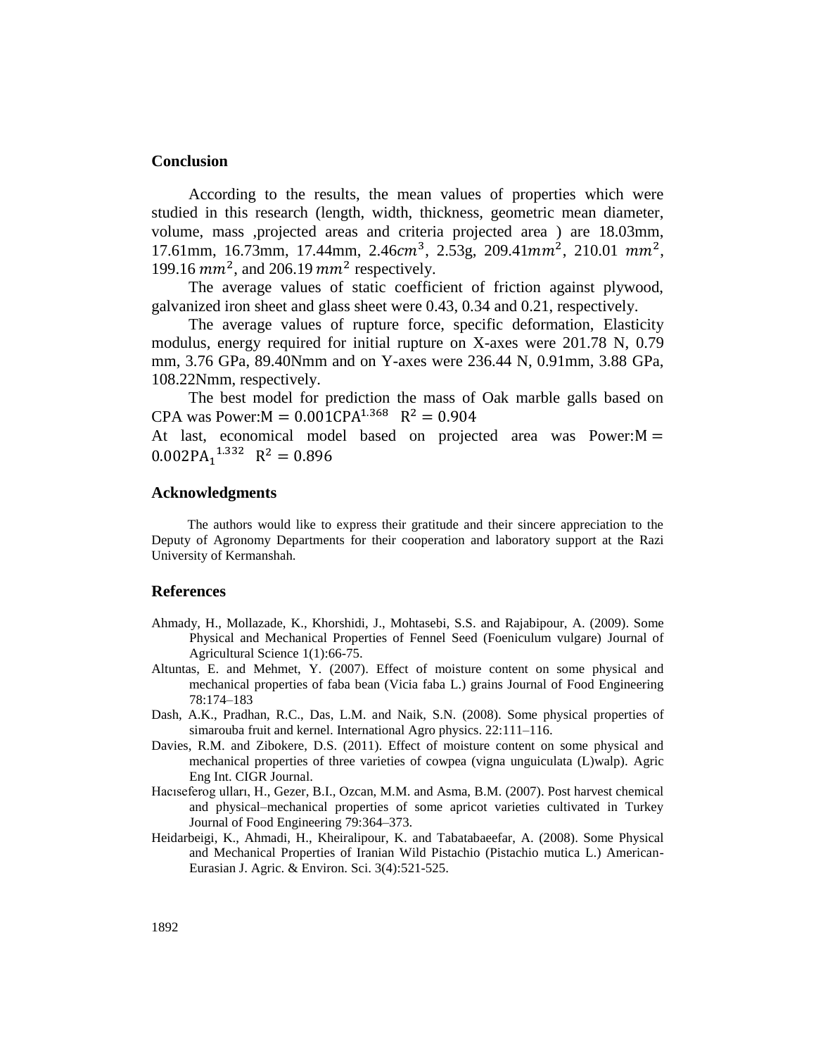## Conclusion

According to the results, the mean values of properties which were studied in this research (length, width, thickness, geometric mean diameter, volume, mass ,projected areas and criteria projected area ) are 18.03mm, 17.61mm, 16.73mm, 17.44mm, 2.46$cm^3$, 2.53g, 209.41$mm^2$, 210.01 $mm^2$, 199.16 $mm^2$, and 206.19 $mm^2$ respectively.

The average values of static coefficient of friction against plywood, galvanized iron sheet and glass sheet were 0.43, 0.34 and 0.21, respectively.

The average values of rupture force, specific deformation, Elasticity modulus, energy required for initial rupture on X-axes were 201.78 N, 0.79 mm, 3.76 GPa, 89.40Nmm and on Y-axes were 236.44 N, 0.91mm, 3.88 GPa, 108.22Nmm, respectively.

The best model for prediction the mass of Oak marble galls based on CPA was Power:$M = 0.001CPA^{1.368}$ $R^2 = 0.904$

At last, economical model based on projected area was Power:$M = 0.002{PA_1}^{1.332}$ $R^2 = 0.896$

## Acknowledgments

The authors would like to express their gratitude and their sincere appreciation to the Deputy of Agronomy Departments for their cooperation and laboratory support at the Razi University of Kermanshah.

## References

Ahmady, H., Mollazade, K., Khorshidi, J., Mohtasebi, S.S. and Rajabipour, A. (2009). Some Physical and Mechanical Properties of Fennel Seed (Foeniculum vulgare) Journal of Agricultural Science 1(1):66-75.

Altuntas, E. and Mehmet, Y. (2007). Effect of moisture content on some physical and mechanical properties of faba bean (Vicia faba L.) grains Journal of Food Engineering 78:174–183

Dash, A.K., Pradhan, R.C., Das, L.M. and Naik, S.N. (2008). Some physical properties of simarouba fruit and kernel. International Agro physics. 22:111–116.

Davies, R.M. and Zibokere, D.S. (2011). Effect of moisture content on some physical and mechanical properties of three varieties of cowpea (vigna unguiculata (L)walp). Agric Eng Int. CIGR Journal.

Hacıseferog ulları, H., Gezer, B.I., Ozcan, M.M. and Asma, B.M. (2007). Post harvest chemical and physical–mechanical properties of some apricot varieties cultivated in Turkey Journal of Food Engineering 79:364–373.

Heidarbeigi, K., Ahmadi, H., Kheiralipour, K. and Tabatabaeefar, A. (2008). Some Physical and Mechanical Properties of Iranian Wild Pistachio (Pistachio mutica L.) American-Eurasian J. Agric. & Environ. Sci. 3(4):521-525.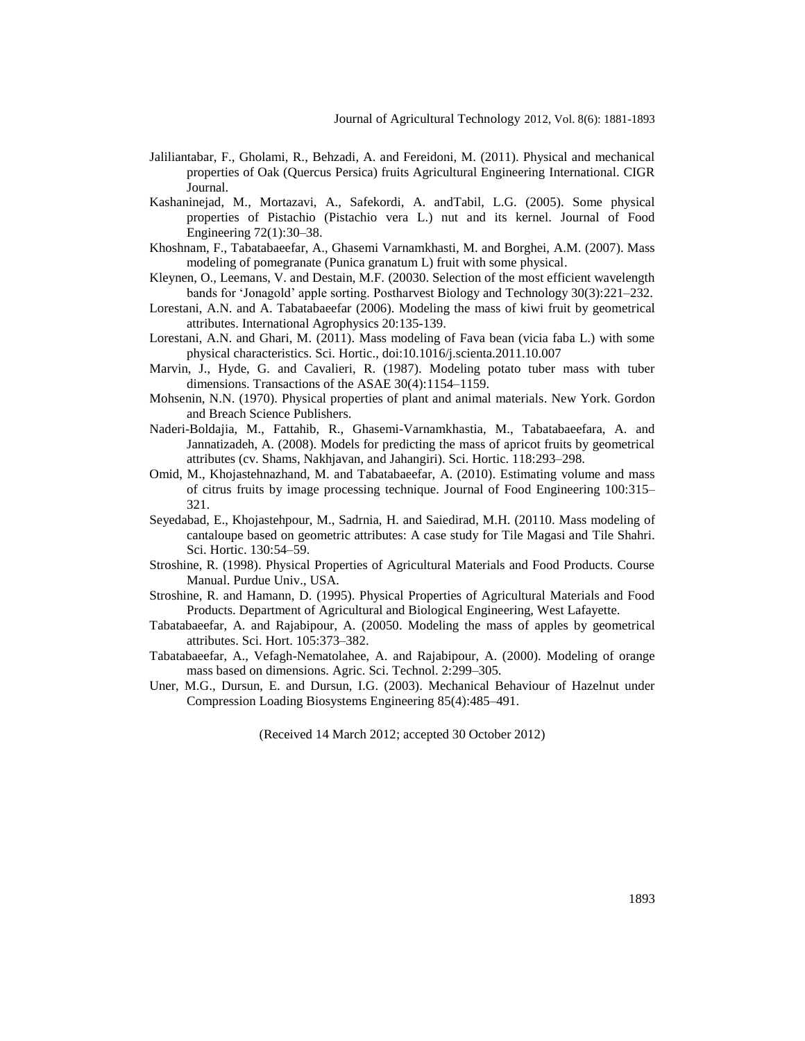Jaliliantabar, F., Gholami, R., Behzadi, A. and Fereidoni, M. (2011). Physical and mechanical properties of Oak (Quercus Persica) fruits Agricultural Engineering International. CIGR Journal.

Kashaninejad, M., Mortazavi, A., Safekordi, A. andTabil, L.G. (2005). Some physical properties of Pistachio (Pistachio vera L.) nut and its kernel. Journal of Food Engineering 72(1):30–38.

Khoshnam, F., Tabatabaeefar, A., Ghasemi Varnamkhasti, M. and Borghei, A.M. (2007). Mass modeling of pomegranate (Punica granatum L) fruit with some physical.

Kleynen, O., Leemans, V. and Destain, M.F. (20030. Selection of the most efficient wavelength bands for 'Jonagold' apple sorting. Postharvest Biology and Technology 30(3):221–232.

Lorestani, A.N. and A. Tabatabaeefar (2006). Modeling the mass of kiwi fruit by geometrical attributes. International Agrophysics 20:135-139.

Lorestani, A.N. and Ghari, M. (2011). Mass modeling of Fava bean (vicia faba L.) with some physical characteristics. Sci. Hortic., doi:10.1016/j.scienta.2011.10.007

Marvin, J., Hyde, G. and Cavalieri, R. (1987). Modeling potato tuber mass with tuber dimensions. Transactions of the ASAE 30(4):1154–1159.

Mohsenin, N.N. (1970). Physical properties of plant and animal materials. New York. Gordon and Breach Science Publishers.

Naderi-Boldajia, M., Fattahib, R., Ghasemi-Varnamkhastia, M., Tabatabaeefara, A. and Jannatizadeh, A. (2008). Models for predicting the mass of apricot fruits by geometrical attributes (cv. Shams, Nakhjavan, and Jahangiri). Sci. Hortic. 118:293–298.

Omid, M., Khojastehnazhand, M. and Tabatabaeefar, A. (2010). Estimating volume and mass of citrus fruits by image processing technique. Journal of Food Engineering 100:315–321.

Seyedabad, E., Khojastehpour, M., Sadrnia, H. and Saiedirad, M.H. (20110. Mass modeling of cantaloupe based on geometric attributes: A case study for Tile Magasi and Tile Shahri. Sci. Hortic. 130:54–59.

Stroshine, R. (1998). Physical Properties of Agricultural Materials and Food Products. Course Manual. Purdue Univ., USA.

Stroshine, R. and Hamann, D. (1995). Physical Properties of Agricultural Materials and Food Products. Department of Agricultural and Biological Engineering, West Lafayette.

Tabatabaeefar, A. and Rajabipour, A. (20050. Modeling the mass of apples by geometrical attributes. Sci. Hort. 105:373–382.

Tabatabaeefar, A., Vefagh-Nematolahee, A. and Rajabipour, A. (2000). Modeling of orange mass based on dimensions. Agric. Sci. Technol. 2:299–305.

Uner, M.G., Dursun, E. and Dursun, I.G. (2003). Mechanical Behaviour of Hazelnut under Compression Loading Biosystems Engineering 85(4):485–491.

(Received 14 March 2012; accepted 30 October 2012)